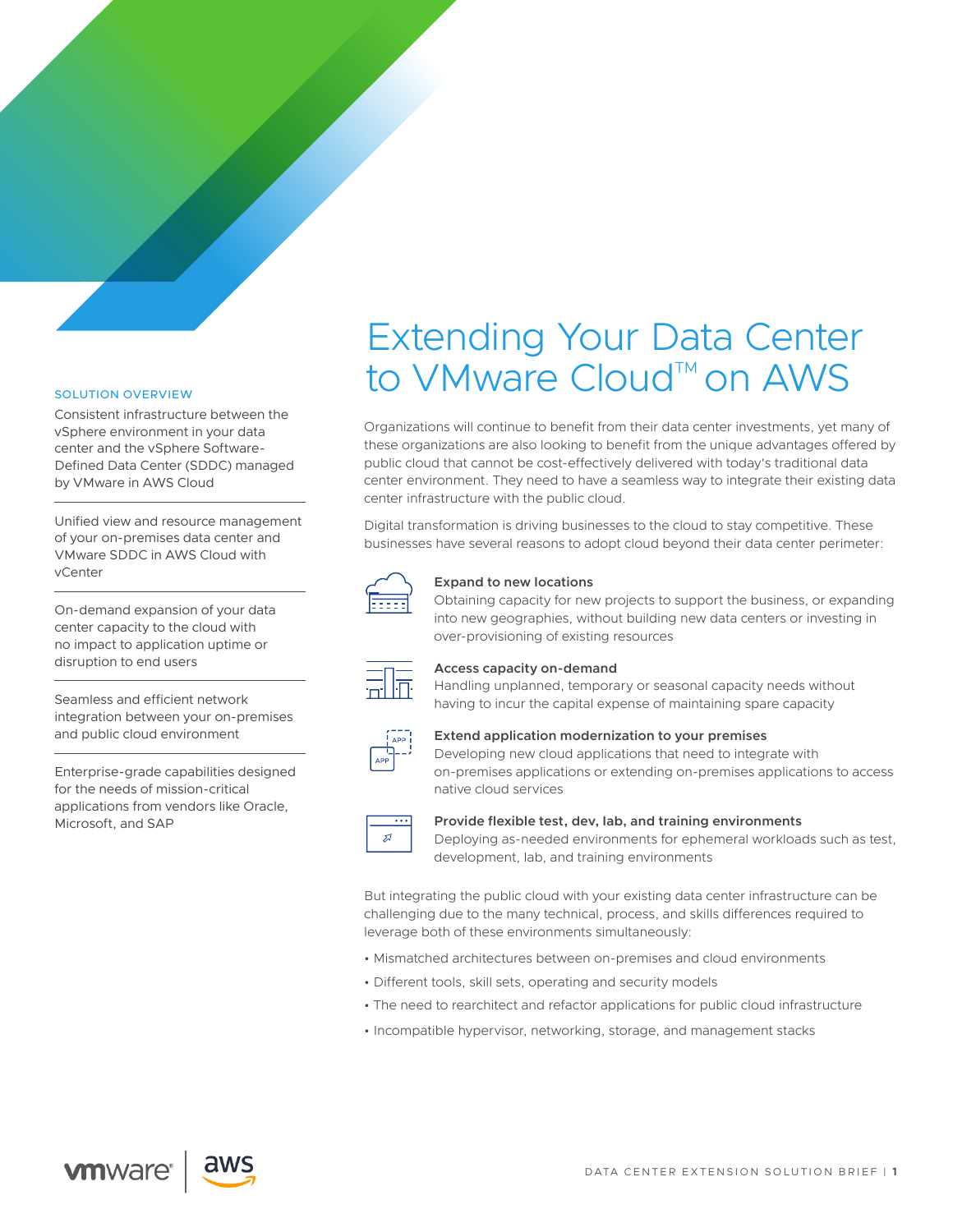# Extending Your Data Center to VMware Cloud™ on AWS

SOLUTION OVERVIEW

Consistent infrastructure between the vSphere environment in your data center and the vSphere Software-Defined Data Center (SDDC) managed by VMware in AWS Cloud

Unified view and resource management of your on-premises data center and VMware SDDC in AWS Cloud with vCenter

On-demand expansion of your data center capacity to the cloud with no impact to application uptime or disruption to end users

Seamless and efficient network integration between your on-premises and public cloud environment

Enterprise-grade capabilities designed for the needs of mission-critical applications from vendors like Oracle, Microsoft, and SAP

Organizations will continue to benefit from their data center investments, yet many of these organizations are also looking to benefit from the unique advantages offered by public cloud that cannot be cost-effectively delivered with today's traditional data center environment. They need to have a seamless way to integrate their existing data center infrastructure with the public cloud.

Digital transformation is driving businesses to the cloud to stay competitive. These businesses have several reasons to adopt cloud beyond their data center perimeter:

**Expand to new locations**
Obtaining capacity for new projects to support the business, or expanding into new geographies, without building new data centers or investing in over-provisioning of existing resources

**Access capacity on-demand**
Handling unplanned, temporary or seasonal capacity needs without having to incur the capital expense of maintaining spare capacity

**Extend application modernization to your premises**
Developing new cloud applications that need to integrate with on-premises applications or extending on-premises applications to access native cloud services

**Provide flexible test, dev, lab, and training environments**
Deploying as-needed environments for ephemeral workloads such as test, development, lab, and training environments

But integrating the public cloud with your existing data center infrastructure can be challenging due to the many technical, process, and skills differences required to leverage both of these environments simultaneously:

- Mismatched architectures between on-premises and cloud environments
- Different tools, skill sets, operating and security models
- The need to rearchitect and refactor applications for public cloud infrastructure
- Incompatible hypervisor, networking, storage, and management stacks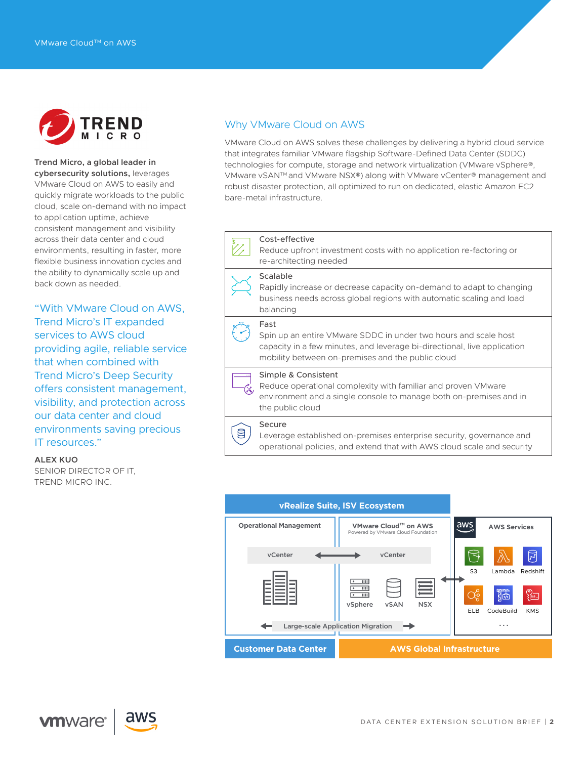Trend Micro

**Trend Micro, a global leader in cybersecurity solutions,** leverages VMware Cloud on AWS to easily and quickly migrate workloads to the public cloud, scale on-demand with no impact to application uptime, achieve consistent management and visibility across their data center and cloud environments, resulting in faster, more flexible business innovation cycles and the ability to dynamically scale up and back down as needed.

> "With VMware Cloud on AWS, Trend Micro's IT expanded services to AWS cloud providing agile, reliable service that when combined with Trend Micro's Deep Security offers consistent management, visibility, and protection across our data center and cloud environments saving precious IT resources."

**ALEX KUO**
SENIOR DIRECTOR OF IT,
TREND MICRO INC.

## Why VMware Cloud on AWS

VMware Cloud on AWS solves these challenges by delivering a hybrid cloud service that integrates familiar VMware flagship Software-Defined Data Center (SDDC) technologies for compute, storage and network virtualization (VMware vSphere®, VMware vSAN™ and VMware NSX®) along with VMware vCenter® management and robust disaster protection, all optimized to run on dedicated, elastic Amazon EC2 bare-metal infrastructure.

**Cost-effective**
Reduce upfront investment costs with no application re-factoring or re-architecting needed

**Scalable**
Rapidly increase or decrease capacity on-demand to adapt to changing business needs across global regions with automatic scaling and load balancing

**Fast**
Spin up an entire VMware SDDC in under two hours and scale host capacity in a few minutes, and leverage bi-directional, live application mobility between on-premises and the public cloud

**Simple & Consistent**
Reduce operational complexity with familiar and proven VMware environment and a single console to manage both on-premises and in the public cloud

**Secure**
Leverage established on-premises enterprise security, governance and operational policies, and extend that with AWS cloud scale and security

**vRealize Suite, ISV Ecosystem**

| Customer Data Center | AWS Global Infrastructure | |
|---|---|---|
| Operational Management | VMware Cloud™ on AWS (Powered by VMware Cloud Foundation) | AWS Services |
| vCenter ↔ | vCenter | S3, Lambda, Redshift |
| | vSphere, vSAN, NSX ↔ | ELB, CodeBuild, KMS, ... |
| ← Large-scale Application Migration → | | |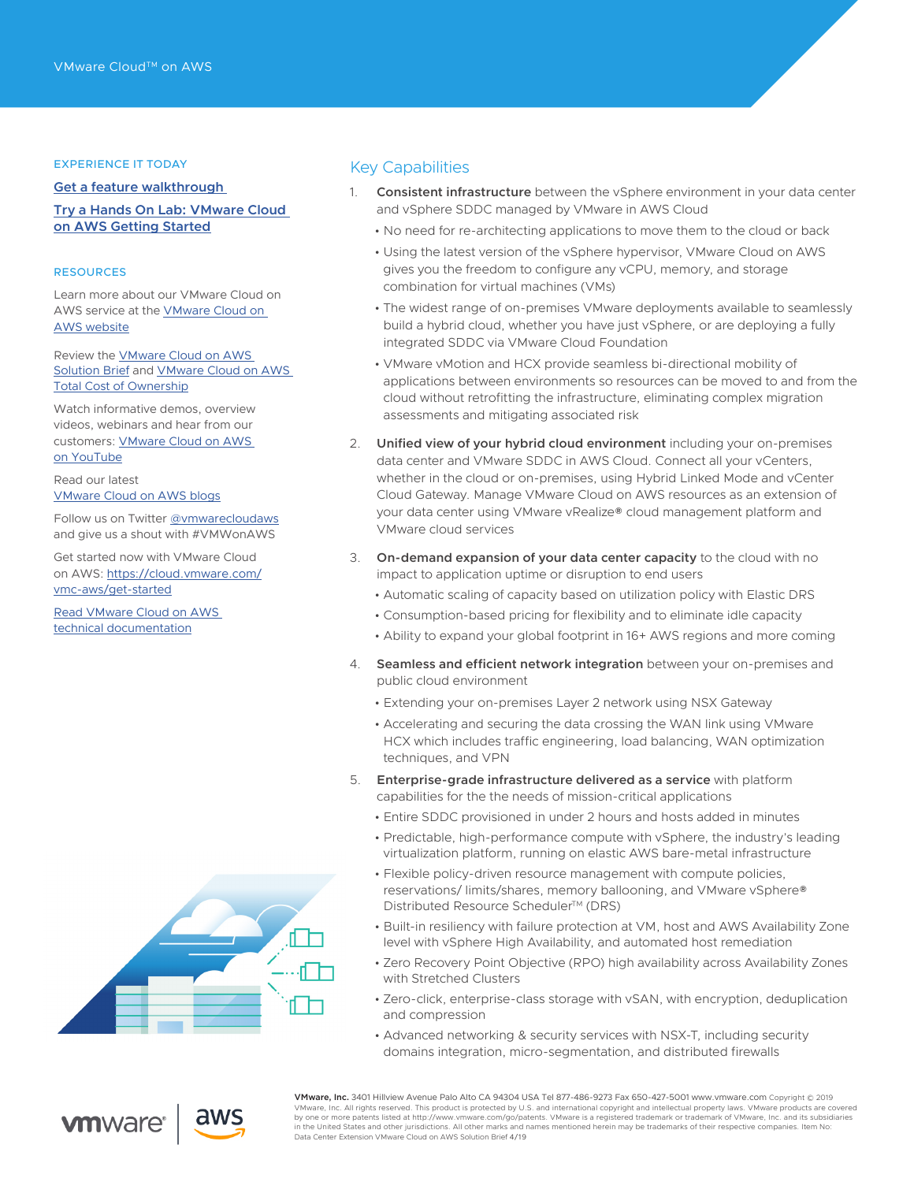## EXPERIENCE IT TODAY

[Get a feature walkthrough]

[Try a Hands On Lab: VMware Cloud on AWS Getting Started]

## RESOURCES

Learn more about our VMware Cloud on AWS service at the VMware Cloud on AWS website

Review the VMware Cloud on AWS Solution Brief and VMware Cloud on AWS Total Cost of Ownership

Watch informative demos, overview videos, webinars and hear from our customers: VMware Cloud on AWS on YouTube

Read our latest VMware Cloud on AWS blogs

Follow us on Twitter @vmwarecloudaws and give us a shout with #VMWonAWS

Get started now with VMware Cloud on AWS: https://cloud.vmware.com/vmc-aws/get-started

Read VMware Cloud on AWS technical documentation

## Key Capabilities

1. **Consistent infrastructure** between the vSphere environment in your data center and vSphere SDDC managed by VMware in AWS Cloud
   - No need for re-architecting applications to move them to the cloud or back
   - Using the latest version of the vSphere hypervisor, VMware Cloud on AWS gives you the freedom to configure any vCPU, memory, and storage combination for virtual machines (VMs)
   - The widest range of on-premises VMware deployments available to seamlessly build a hybrid cloud, whether you have just vSphere, or are deploying a fully integrated SDDC via VMware Cloud Foundation
   - VMware vMotion and HCX provide seamless bi-directional mobility of applications between environments so resources can be moved to and from the cloud without retrofitting the infrastructure, eliminating complex migration assessments and mitigating associated risk
2. **Unified view of your hybrid cloud environment** including your on-premises data center and VMware SDDC in AWS Cloud. Connect all your vCenters, whether in the cloud or on-premises, using Hybrid Linked Mode and vCenter Cloud Gateway. Manage VMware Cloud on AWS resources as an extension of your data center using VMware vRealize® cloud management platform and VMware cloud services
3. **On-demand expansion of your data center capacity** to the cloud with no impact to application uptime or disruption to end users
   - Automatic scaling of capacity based on utilization policy with Elastic DRS
   - Consumption-based pricing for flexibility and to eliminate idle capacity
   - Ability to expand your global footprint in 16+ AWS regions and more coming
4. **Seamless and efficient network integration** between your on-premises and public cloud environment
   - Extending your on-premises Layer 2 network using NSX Gateway
   - Accelerating and securing the data crossing the WAN link using VMware HCX which includes traffic engineering, load balancing, WAN optimization techniques, and VPN
5. **Enterprise-grade infrastructure delivered as a service** with platform capabilities for the needs of mission-critical applications
   - Entire SDDC provisioned in under 2 hours and hosts added in minutes
   - Predictable, high-performance compute with vSphere, the industry's leading virtualization platform, running on elastic AWS bare-metal infrastructure
   - Flexible policy-driven resource management with compute policies, reservations/ limits/shares, memory ballooning, and VMware vSphere® Distributed Resource Scheduler™ (DRS)
   - Built-in resiliency with failure protection at VM, host and AWS Availability Zone level with vSphere High Availability, and automated host remediation
   - Zero Recovery Point Objective (RPO) high availability across Availability Zones with Stretched Clusters
   - Zero-click, enterprise-class storage with vSAN, with encryption, deduplication and compression
   - Advanced networking & security services with NSX-T, including security domains integration, micro-segmentation, and distributed firewalls

**VMware, Inc.** 3401 Hillview Avenue Palo Alto CA 94304 USA Tel 877-486-9273 Fax 650-427-5001 www.vmware.com Copyright © 2019 VMware, Inc. All rights reserved. This product is protected by U.S. and international copyright and intellectual property laws. VMware products are covered by one or more patents listed at http://www.vmware.com/go/patents. VMware is a registered trademark or trademark of VMware, Inc. and its subsidiaries in the United States and other jurisdictions. All other marks and names mentioned herein may be trademarks of their respective companies. Item No: Data Center Extension VMware Cloud on AWS Solution Brief 4/19